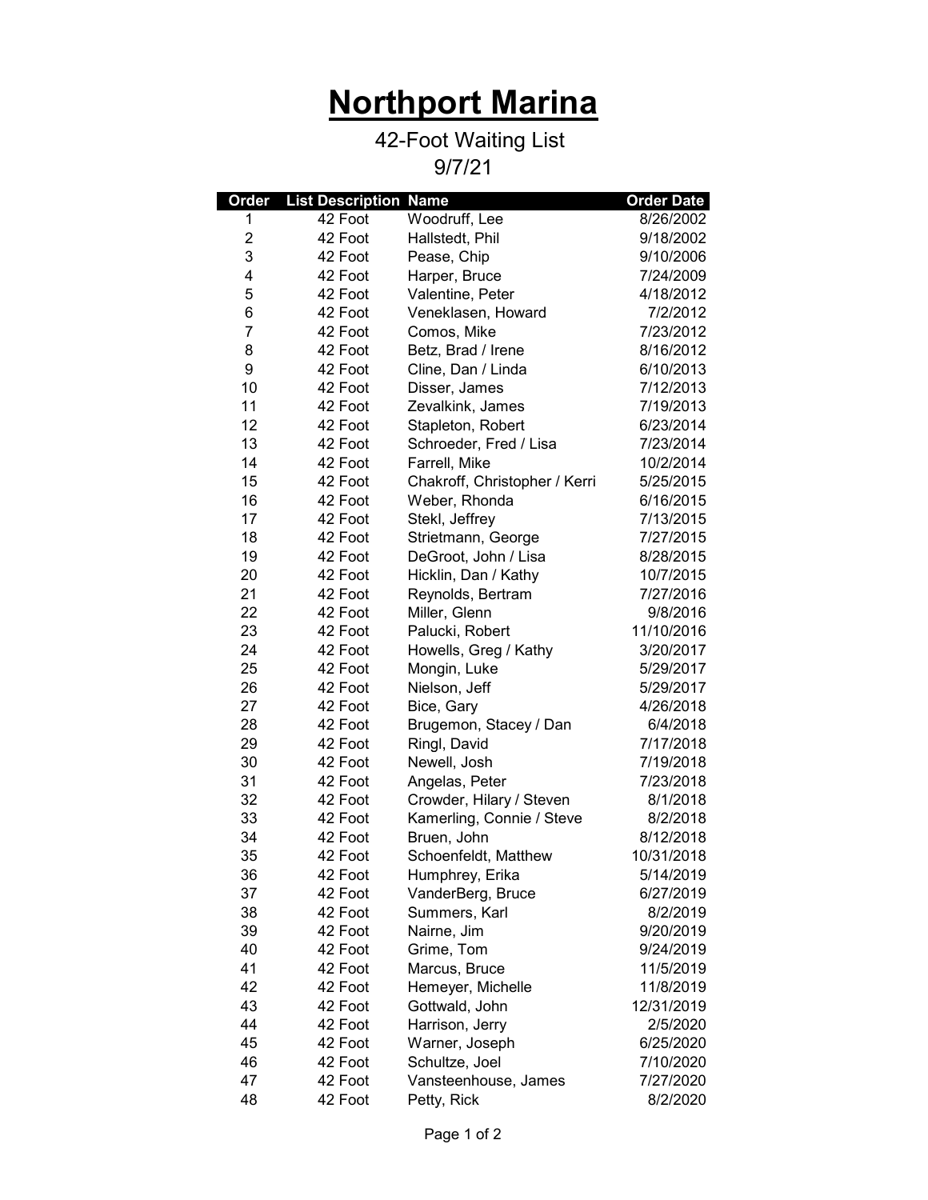# Northport Marina

42-Foot Waiting List

9/7/21

| Order | List Description | Name | Order Date |
|---|---|---|---|
| 1 | 42 Foot | Woodruff, Lee | 8/26/2002 |
| 2 | 42 Foot | Hallstedt, Phil | 9/18/2002 |
| 3 | 42 Foot | Pease, Chip | 9/10/2006 |
| 4 | 42 Foot | Harper, Bruce | 7/24/2009 |
| 5 | 42 Foot | Valentine, Peter | 4/18/2012 |
| 6 | 42 Foot | Veneklasen, Howard | 7/2/2012 |
| 7 | 42 Foot | Comos, Mike | 7/23/2012 |
| 8 | 42 Foot | Betz, Brad / Irene | 8/16/2012 |
| 9 | 42 Foot | Cline, Dan / Linda | 6/10/2013 |
| 10 | 42 Foot | Disser, James | 7/12/2013 |
| 11 | 42 Foot | Zevalkink, James | 7/19/2013 |
| 12 | 42 Foot | Stapleton, Robert | 6/23/2014 |
| 13 | 42 Foot | Schroeder, Fred / Lisa | 7/23/2014 |
| 14 | 42 Foot | Farrell, Mike | 10/2/2014 |
| 15 | 42 Foot | Chakroff, Christopher / Kerri | 5/25/2015 |
| 16 | 42 Foot | Weber, Rhonda | 6/16/2015 |
| 17 | 42 Foot | Stekl, Jeffrey | 7/13/2015 |
| 18 | 42 Foot | Strietmann, George | 7/27/2015 |
| 19 | 42 Foot | DeGroot, John / Lisa | 8/28/2015 |
| 20 | 42 Foot | Hicklin, Dan / Kathy | 10/7/2015 |
| 21 | 42 Foot | Reynolds, Bertram | 7/27/2016 |
| 22 | 42 Foot | Miller, Glenn | 9/8/2016 |
| 23 | 42 Foot | Palucki, Robert | 11/10/2016 |
| 24 | 42 Foot | Howells, Greg / Kathy | 3/20/2017 |
| 25 | 42 Foot | Mongin, Luke | 5/29/2017 |
| 26 | 42 Foot | Nielson, Jeff | 5/29/2017 |
| 27 | 42 Foot | Bice, Gary | 4/26/2018 |
| 28 | 42 Foot | Brugemon, Stacey / Dan | 6/4/2018 |
| 29 | 42 Foot | Ringl, David | 7/17/2018 |
| 30 | 42 Foot | Newell, Josh | 7/19/2018 |
| 31 | 42 Foot | Angelas, Peter | 7/23/2018 |
| 32 | 42 Foot | Crowder, Hilary / Steven | 8/1/2018 |
| 33 | 42 Foot | Kamerling, Connie / Steve | 8/2/2018 |
| 34 | 42 Foot | Bruen, John | 8/12/2018 |
| 35 | 42 Foot | Schoenfeldt, Matthew | 10/31/2018 |
| 36 | 42 Foot | Humphrey, Erika | 5/14/2019 |
| 37 | 42 Foot | VanderBerg, Bruce | 6/27/2019 |
| 38 | 42 Foot | Summers, Karl | 8/2/2019 |
| 39 | 42 Foot | Nairne, Jim | 9/20/2019 |
| 40 | 42 Foot | Grime, Tom | 9/24/2019 |
| 41 | 42 Foot | Marcus, Bruce | 11/5/2019 |
| 42 | 42 Foot | Hemeyer, Michelle | 11/8/2019 |
| 43 | 42 Foot | Gottwald, John | 12/31/2019 |
| 44 | 42 Foot | Harrison, Jerry | 2/5/2020 |
| 45 | 42 Foot | Warner, Joseph | 6/25/2020 |
| 46 | 42 Foot | Schultze, Joel | 7/10/2020 |
| 47 | 42 Foot | Vansteenhouse, James | 7/27/2020 |
| 48 | 42 Foot | Petty, Rick | 8/2/2020 |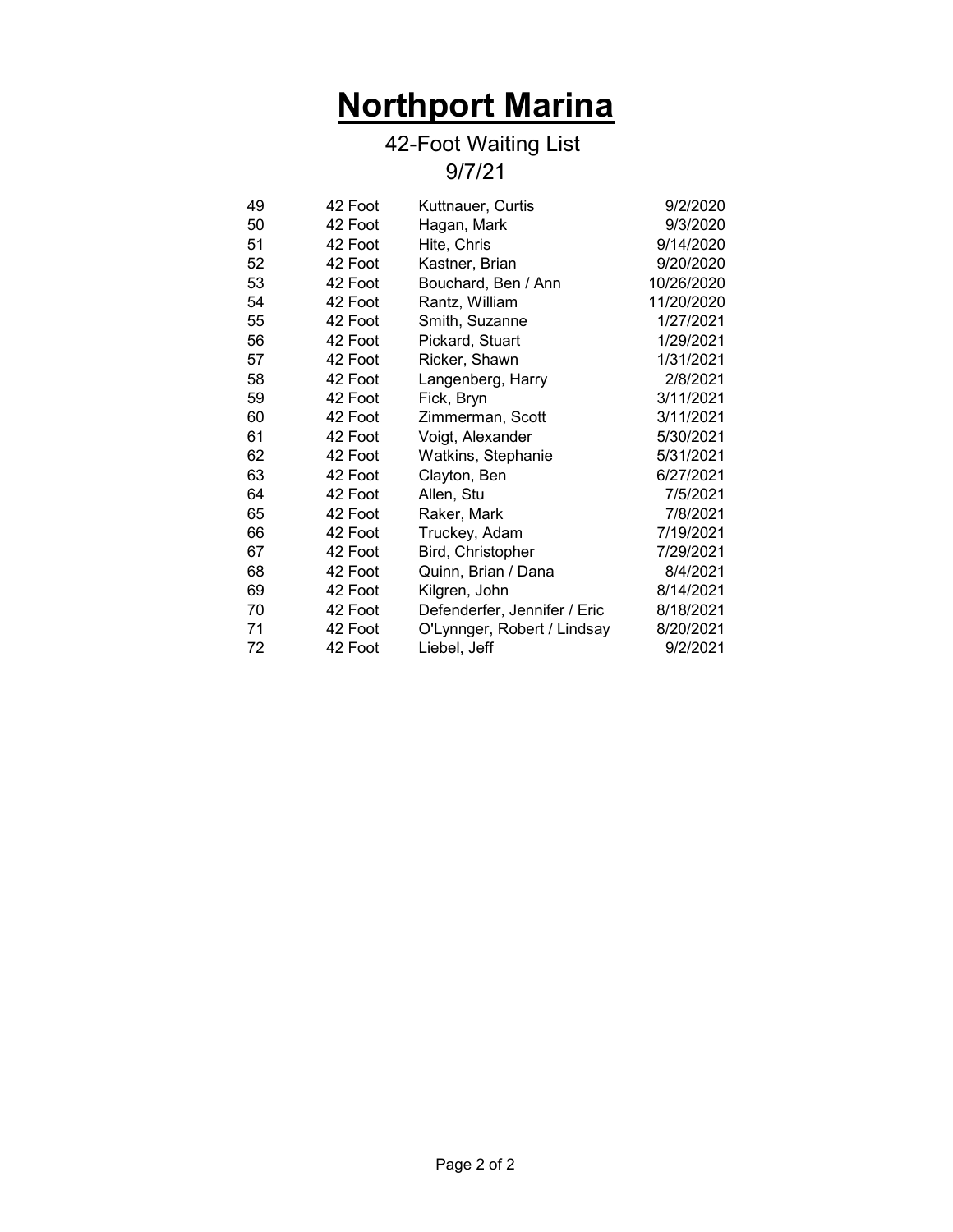# Northport Marina

42-Foot Waiting List

9/7/21

| | | | |
|---|---|---|---|
| 49 | 42 Foot | Kuttnauer, Curtis | 9/2/2020 |
| 50 | 42 Foot | Hagan, Mark | 9/3/2020 |
| 51 | 42 Foot | Hite, Chris | 9/14/2020 |
| 52 | 42 Foot | Kastner, Brian | 9/20/2020 |
| 53 | 42 Foot | Bouchard, Ben / Ann | 10/26/2020 |
| 54 | 42 Foot | Rantz, William | 11/20/2020 |
| 55 | 42 Foot | Smith, Suzanne | 1/27/2021 |
| 56 | 42 Foot | Pickard, Stuart | 1/29/2021 |
| 57 | 42 Foot | Ricker, Shawn | 1/31/2021 |
| 58 | 42 Foot | Langenberg, Harry | 2/8/2021 |
| 59 | 42 Foot | Fick, Bryn | 3/11/2021 |
| 60 | 42 Foot | Zimmerman, Scott | 3/11/2021 |
| 61 | 42 Foot | Voigt, Alexander | 5/30/2021 |
| 62 | 42 Foot | Watkins, Stephanie | 5/31/2021 |
| 63 | 42 Foot | Clayton, Ben | 6/27/2021 |
| 64 | 42 Foot | Allen, Stu | 7/5/2021 |
| 65 | 42 Foot | Raker, Mark | 7/8/2021 |
| 66 | 42 Foot | Truckey, Adam | 7/19/2021 |
| 67 | 42 Foot | Bird, Christopher | 7/29/2021 |
| 68 | 42 Foot | Quinn, Brian / Dana | 8/4/2021 |
| 69 | 42 Foot | Kilgren, John | 8/14/2021 |
| 70 | 42 Foot | Defenderfer, Jennifer / Eric | 8/18/2021 |
| 71 | 42 Foot | O'Lynnger, Robert / Lindsay | 8/20/2021 |
| 72 | 42 Foot | Liebel, Jeff | 9/2/2021 |